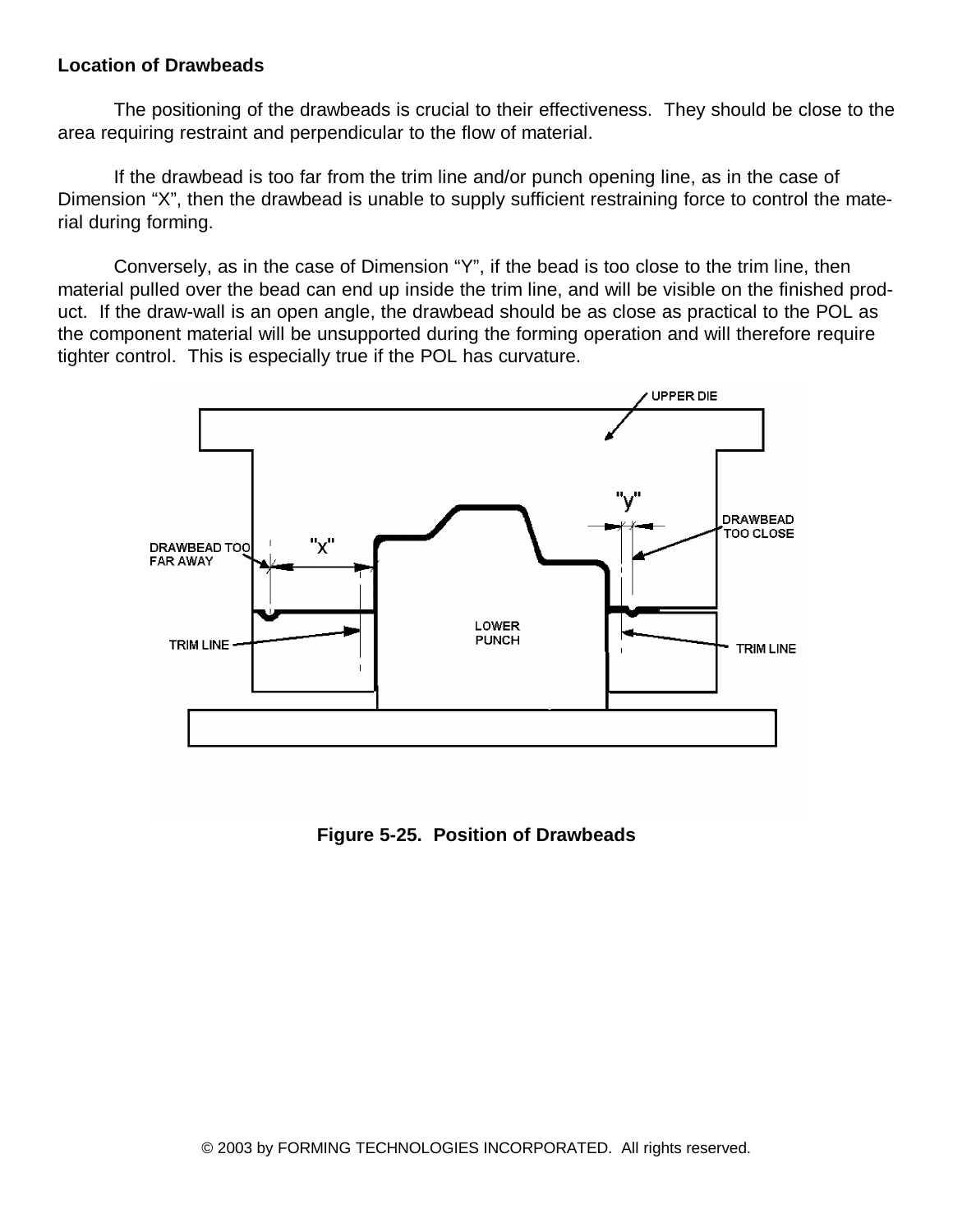**Location of Drawbeads**

The positioning of the drawbeads is crucial to their effectiveness. They should be close to the area requiring restraint and perpendicular to the flow of material.

If the drawbead is too far from the trim line and/or punch opening line, as in the case of Dimension "X", then the drawbead is unable to supply sufficient restraining force to control the material during forming.

Conversely, as in the case of Dimension "Y", if the bead is too close to the trim line, then material pulled over the bead can end up inside the trim line, and will be visible on the finished product. If the draw-wall is an open angle, the drawbead should be as close as practical to the POL as the component material will be unsupported during the forming operation and will therefore require tighter control. This is especially true if the POL has curvature.

**Figure 5-25. Position of Drawbeads**

© 2003 by FORMING TECHNOLOGIES INCORPORATED. All rights reserved.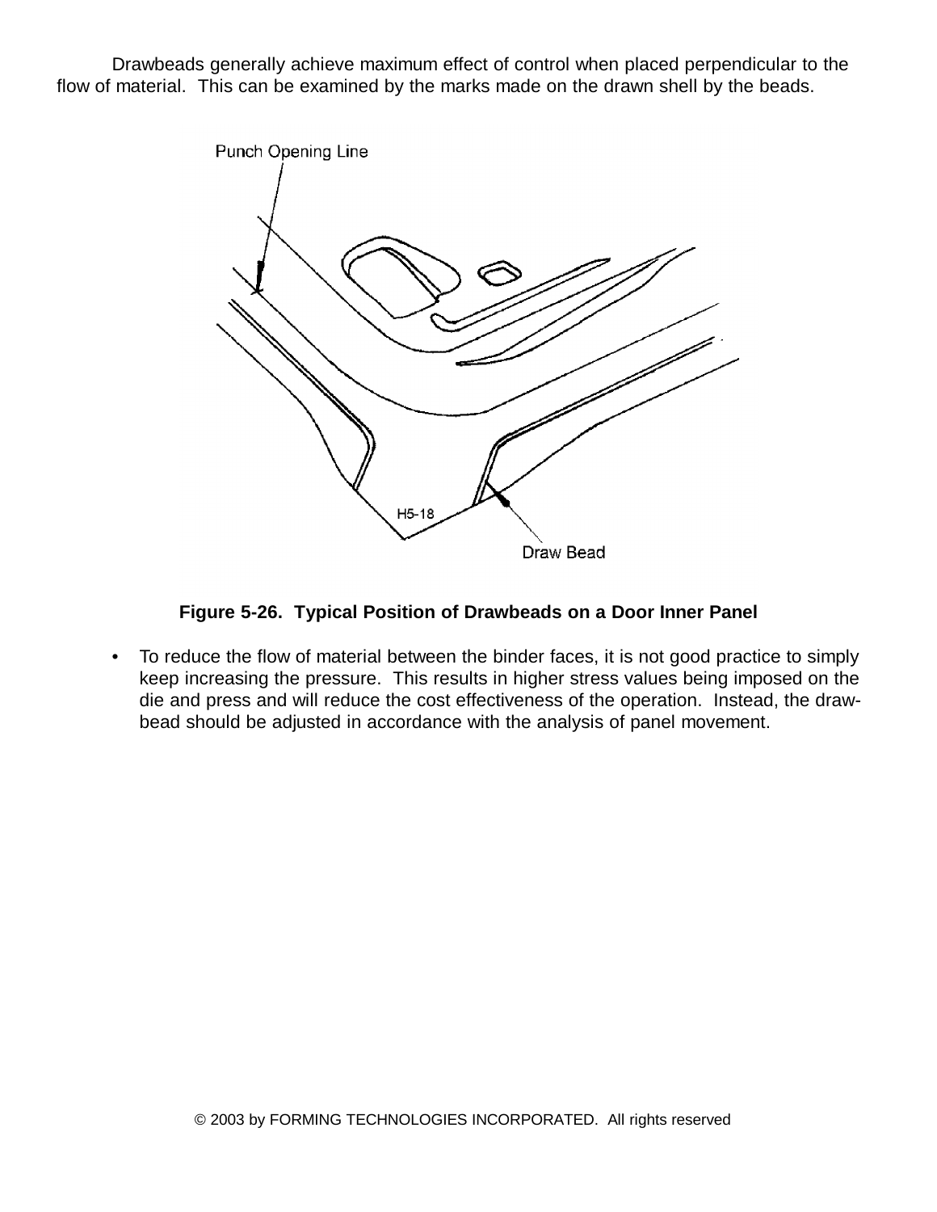Drawbeads generally achieve maximum effect of control when placed perpendicular to the flow of material. This can be examined by the marks made on the drawn shell by the beads.

Punch Opening Line

H5-18

Draw Bead

**Figure 5-26. Typical Position of Drawbeads on a Door Inner Panel**

- To reduce the flow of material between the binder faces, it is not good practice to simply keep increasing the pressure. This results in higher stress values being imposed on the die and press and will reduce the cost effectiveness of the operation. Instead, the draw-bead should be adjusted in accordance with the analysis of panel movement.